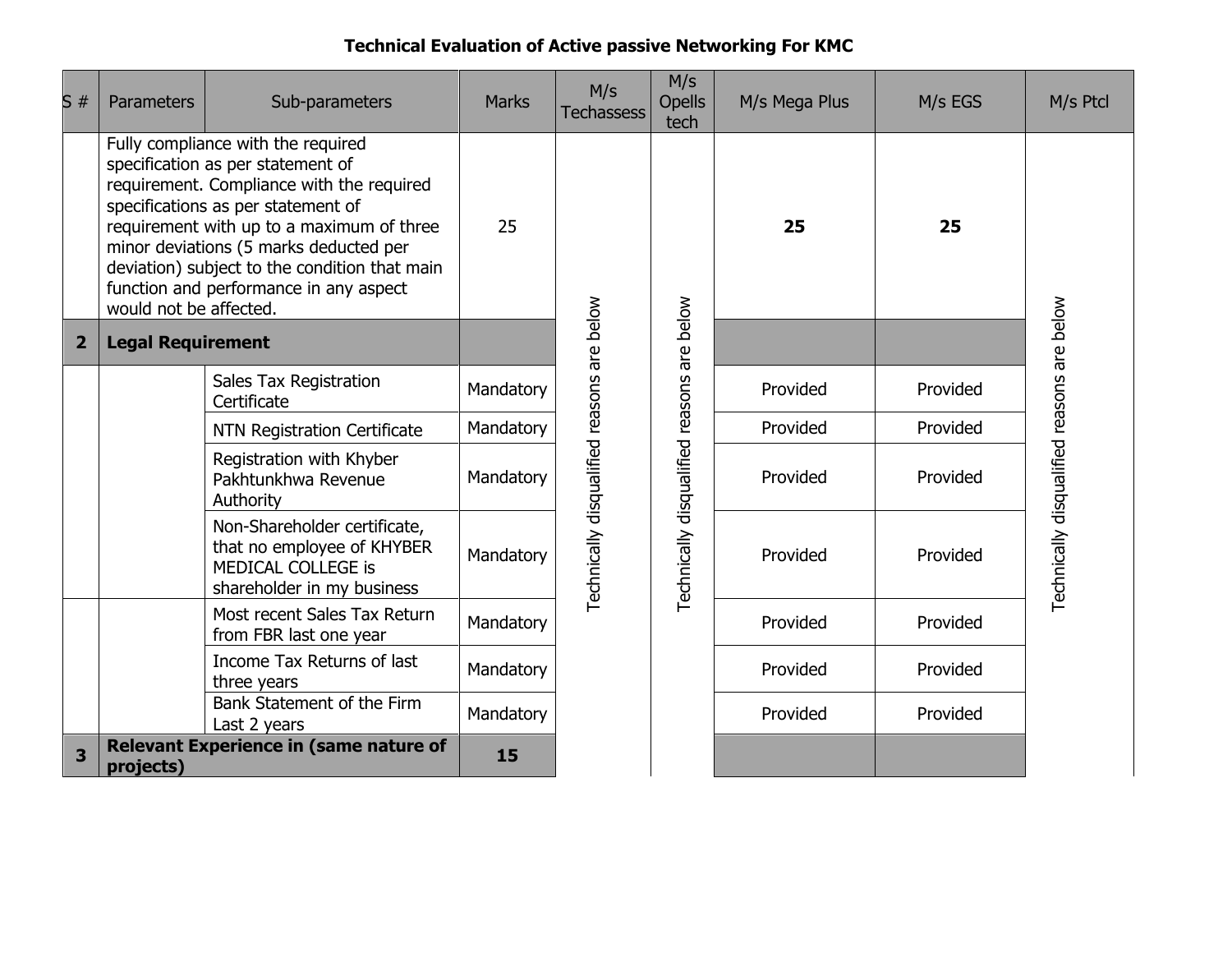**Technical Evaluation of Active passive Networking For KMC**

| S # | Parameters | Sub-parameters | Marks | M/s Techassess | M/s Opells tech | M/s Mega Plus | M/s EGS | M/s Ptcl |
|---|---|---|---|---|---|---|---|---|
| | Fully compliance with the required specification as per statement of requirement. Compliance with the required specifications as per statement of requirement with up to a maximum of three minor deviations (5 marks deducted per deviation) subject to the condition that main function and performance in any aspect would not be affected. | | 25 | Technically disqualified reasons are below | Technically disqualified reasons are below | **25** | **25** | Technically disqualified reasons are below |
| **2** | **Legal Requirement** | | | | | | | |
| | | Sales Tax Registration Certificate | Mandatory | | | Provided | Provided | |
| | | NTN Registration Certificate | Mandatory | | | Provided | Provided | |
| | | Registration with Khyber Pakhtunkhwa Revenue Authority | Mandatory | | | Provided | Provided | |
| | | Non-Shareholder certificate, that no employee of KHYBER MEDICAL COLLEGE is shareholder in my business | Mandatory | | | Provided | Provided | |
| | | Most recent Sales Tax Return from FBR last one year | Mandatory | | | Provided | Provided | |
| | | Income Tax Returns of last three years | Mandatory | | | Provided | Provided | |
| | | Bank Statement of the Firm Last 2 years | Mandatory | | | Provided | Provided | |
| **3** | **Relevant Experience in (same nature of projects)** | | **15** | | | | | |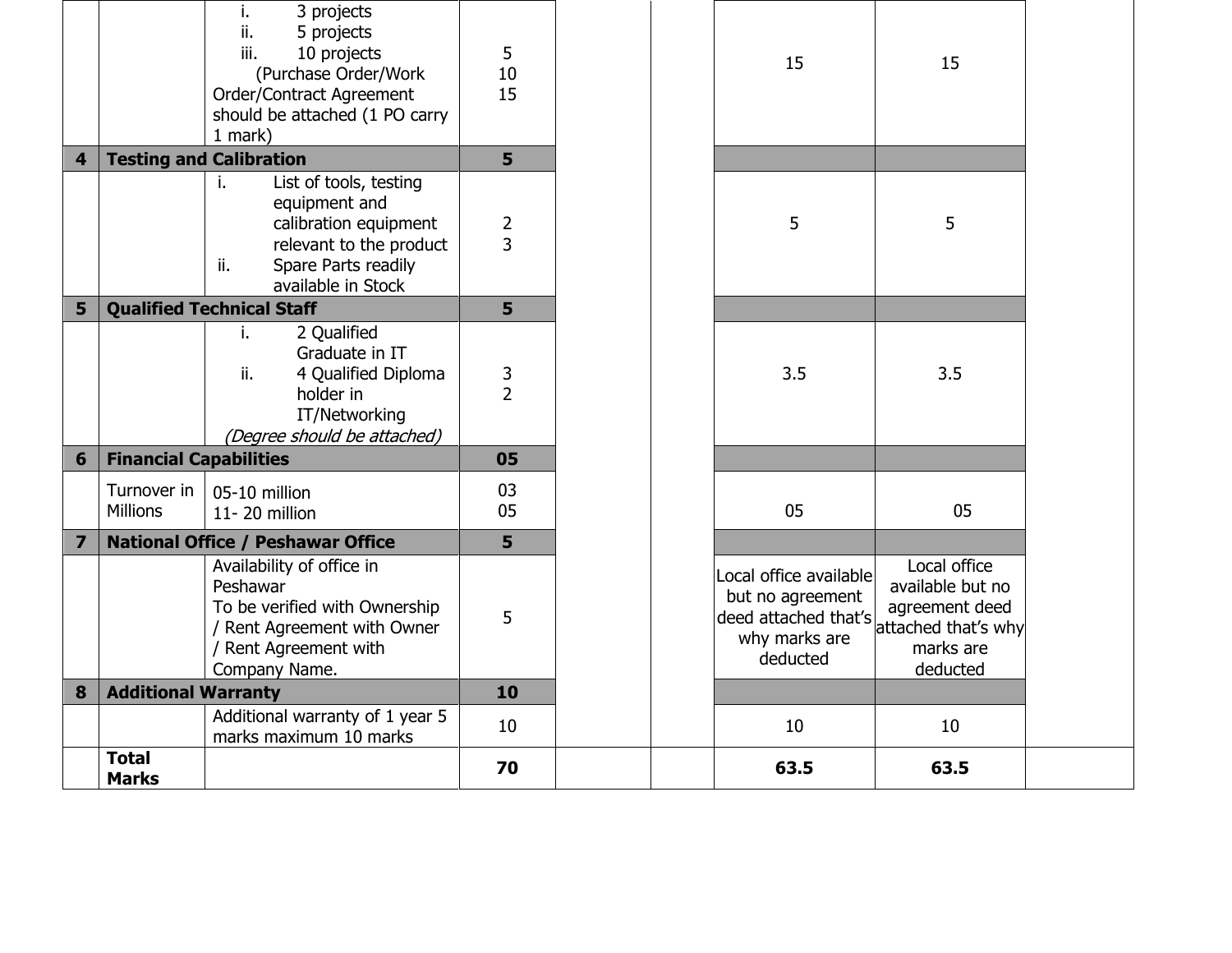| | | | | | | | | |
|---|---|---|---|---|---|---|---|---|
| | | i. 3 projects<br>ii. 5 projects<br>iii. 10 projects<br>(Purchase Order/Work Order/Contract Agreement should be attached (1 PO carry 1 mark) | 5<br>10<br>15 | | | 15 | 15 | |
| **4** | **Testing and Calibration** | | **5** | | | | | |
| | | i. List of tools, testing equipment and calibration equipment relevant to the product<br>ii. Spare Parts readily available in Stock | 2<br>3 | | | 5 | 5 | |
| **5** | **Qualified Technical Staff** | | **5** | | | | | |
| | | i. 2 Qualified Graduate in IT<br>ii. 4 Qualified Diploma holder in IT/Networking<br>*(Degree should be attached)* | 3<br>2 | | | 3.5 | 3.5 | |
| **6** | **Financial Capabilities** | | **05** | | | | | |
| | Turnover in Millions | 05-10 million<br>11- 20 million | 03<br>05 | | | 05 | 05 | |
| **7** | **National Office / Peshawar Office** | | **5** | | | | | |
| | | Availability of office in Peshawar<br>To be verified with Ownership / Rent Agreement with Owner / Rent Agreement with Company Name. | 5 | | | Local office available but no agreement deed attached that's why marks are deducted | Local office available but no agreement deed attached that's why marks are deducted | |
| **8** | **Additional Warranty** | | **10** | | | | | |
| | | Additional warranty of 1 year 5 marks maximum 10 marks | 10 | | | 10 | 10 | |
| | **Total Marks** | | **70** | | | **63.5** | **63.5** | |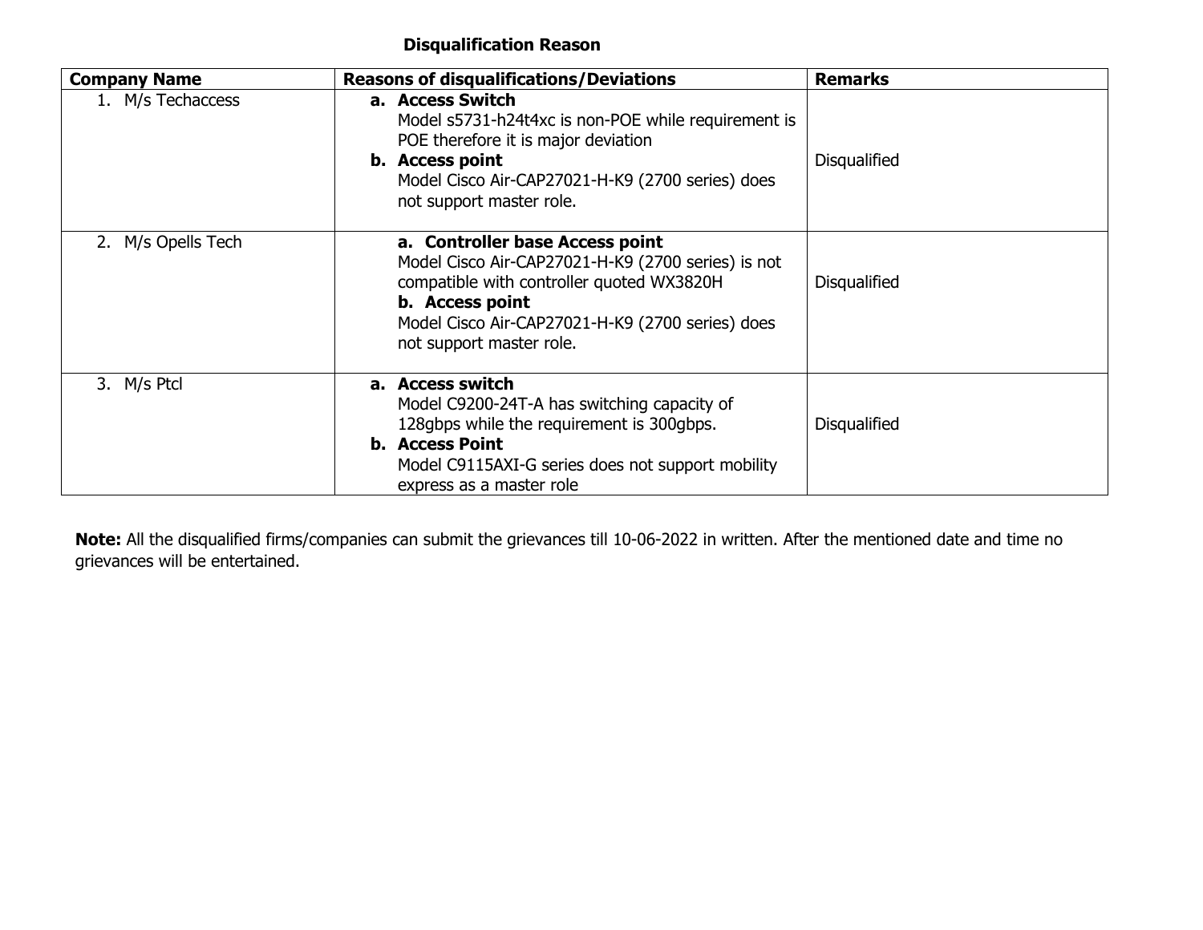**Disqualification Reason**

| Company Name | Reasons of disqualifications/Deviations | Remarks |
|---|---|---|
| 1. M/s Techaccess | **a. Access Switch** Model s5731-h24t4xc is non-POE while requirement is POE therefore it is major deviation **b. Access point** Model Cisco Air-CAP27021-H-K9 (2700 series) does not support master role. | Disqualified |
| 2. M/s Opells Tech | **a. Controller base Access point** Model Cisco Air-CAP27021-H-K9 (2700 series) is not compatible with controller quoted WX3820H **b. Access point** Model Cisco Air-CAP27021-H-K9 (2700 series) does not support master role. | Disqualified |
| 3. M/s Ptcl | **a. Access switch** Model C9200-24T-A has switching capacity of 128gbps while the requirement is 300gbps. **b. Access Point** Model C9115AXI-G series does not support mobility express as a master role | Disqualified |

**Note:** All the disqualified firms/companies can submit the grievances till 10-06-2022 in written. After the mentioned date and time no grievances will be entertained.